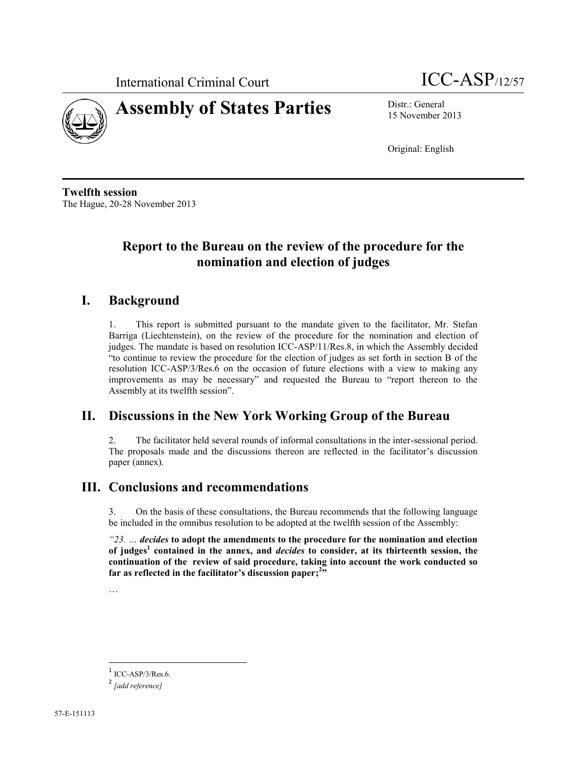International Criminal Court

ICC-ASP/12/57

# Assembly of States Parties

Distr.: General
15 November 2013

Original: English

**Twelfth session**
The Hague, 20-28 November 2013

## Report to the Bureau on the review of the procedure for the nomination and election of judges

## I. Background

1. This report is submitted pursuant to the mandate given to the facilitator, Mr. Stefan Barriga (Liechtenstein), on the review of the procedure for the nomination and election of judges. The mandate is based on resolution ICC-ASP/11/Res.8, in which the Assembly decided "to continue to review the procedure for the election of judges as set forth in section B of the resolution ICC-ASP/3/Res.6 on the occasion of future elections with a view to making any improvements as may be necessary" and requested the Bureau to "report thereon to the Assembly at its twelfth session".

## II. Discussions in the New York Working Group of the Bureau

2. The facilitator held several rounds of informal consultations in the inter-sessional period. The proposals made and the discussions thereon are reflected in the facilitator's discussion paper (annex).

## III. Conclusions and recommendations

3. On the basis of these consultations, the Bureau recommends that the following language be included in the omnibus resolution to be adopted at the twelfth session of the Assembly:

*"23. ...* ***decides*** **to adopt the amendments to the procedure for the nomination and election of judges[1] contained in the annex, and** ***decides*** **to consider, at its thirteenth session, the continuation of the review of said procedure, taking into account the work conducted so far as reflected in the facilitator's discussion paper;[2]"**

…

[1] ICC-ASP/3/Res.6.

[2] *[add reference]*

57-E-151113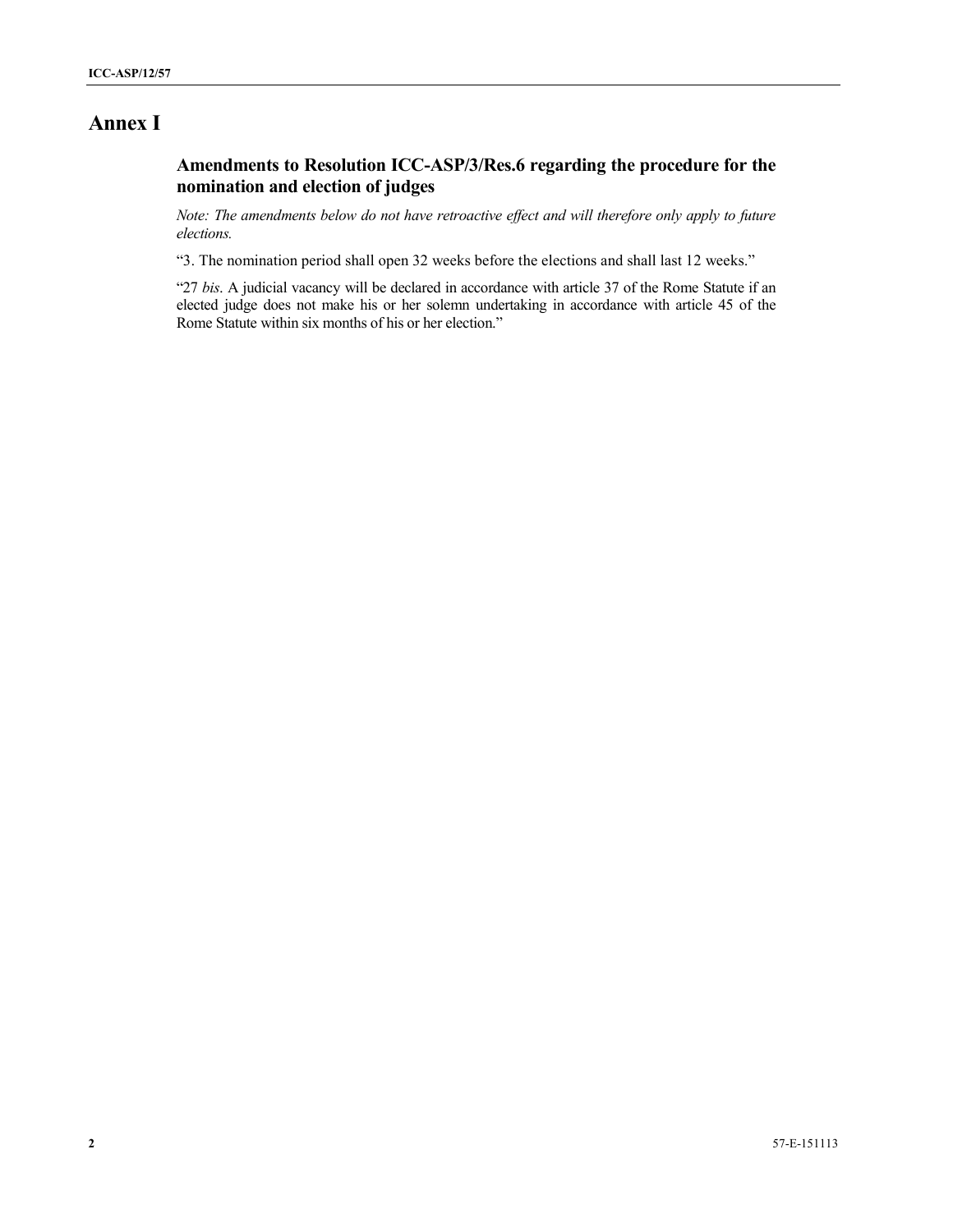# Annex I

## Amendments to Resolution ICC-ASP/3/Res.6 regarding the procedure for the nomination and election of judges

*Note: The amendments below do not have retroactive effect and will therefore only apply to future elections.*

"3. The nomination period shall open 32 weeks before the elections and shall last 12 weeks."

"27 *bis*. A judicial vacancy will be declared in accordance with article 37 of the Rome Statute if an elected judge does not make his or her solemn undertaking in accordance with article 45 of the Rome Statute within six months of his or her election."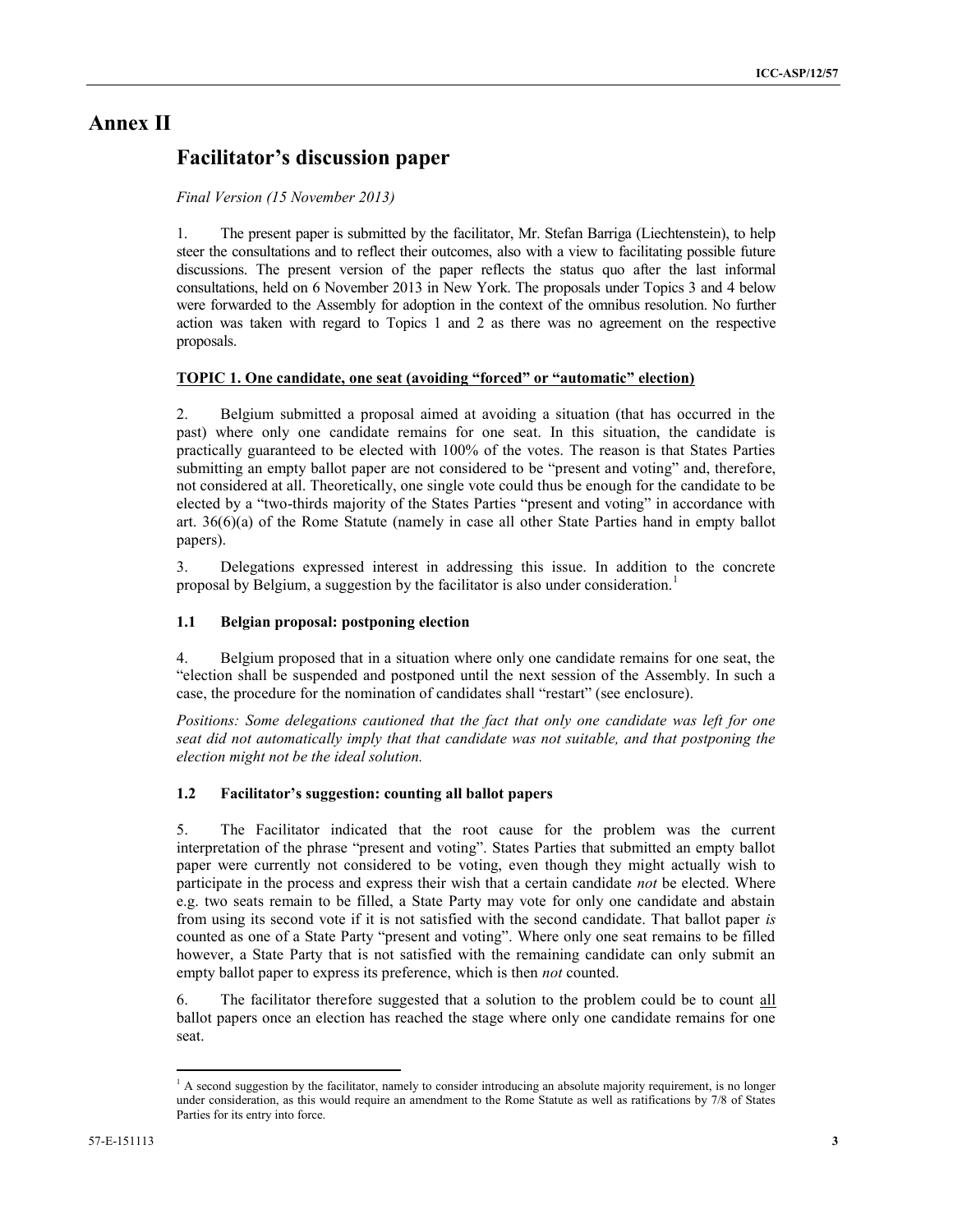# Annex II

## Facilitator's discussion paper

*Final Version (15 November 2013)*

1. The present paper is submitted by the facilitator, Mr. Stefan Barriga (Liechtenstein), to help steer the consultations and to reflect their outcomes, also with a view to facilitating possible future discussions. The present version of the paper reflects the status quo after the last informal consultations, held on 6 November 2013 in New York. The proposals under Topics 3 and 4 below were forwarded to the Assembly for adoption in the context of the omnibus resolution. No further action was taken with regard to Topics 1 and 2 as there was no agreement on the respective proposals.

**TOPIC 1. One candidate, one seat (avoiding "forced" or "automatic" election)**

2. Belgium submitted a proposal aimed at avoiding a situation (that has occurred in the past) where only one candidate remains for one seat. In this situation, the candidate is practically guaranteed to be elected with 100% of the votes. The reason is that States Parties submitting an empty ballot paper are not considered to be "present and voting" and, therefore, not considered at all. Theoretically, one single vote could thus be enough for the candidate to be elected by a "two-thirds majority of the States Parties "present and voting" in accordance with art. 36(6)(a) of the Rome Statute (namely in case all other State Parties hand in empty ballot papers).

3. Delegations expressed interest in addressing this issue. In addition to the concrete proposal by Belgium, a suggestion by the facilitator is also under consideration.[1]

### 1.1 Belgian proposal: postponing election

4. Belgium proposed that in a situation where only one candidate remains for one seat, the "election shall be suspended and postponed until the next session of the Assembly. In such a case, the procedure for the nomination of candidates shall "restart" (see enclosure).

*Positions: Some delegations cautioned that the fact that only one candidate was left for one seat did not automatically imply that that candidate was not suitable, and that postponing the election might not be the ideal solution.*

### 1.2 Facilitator's suggestion: counting all ballot papers

5. The Facilitator indicated that the root cause for the problem was the current interpretation of the phrase "present and voting". States Parties that submitted an empty ballot paper were currently not considered to be voting, even though they might actually wish to participate in the process and express their wish that a certain candidate *not* be elected. Where e.g. two seats remain to be filled, a State Party may vote for only one candidate and abstain from using its second vote if it is not satisfied with the second candidate. That ballot paper *is* counted as one of a State Party "present and voting". Where only one seat remains to be filled however, a State Party that is not satisfied with the remaining candidate can only submit an empty ballot paper to express its preference, which is then *not* counted.

6. The facilitator therefore suggested that a solution to the problem could be to count all ballot papers once an election has reached the stage where only one candidate remains for one seat.

[1] A second suggestion by the facilitator, namely to consider introducing an absolute majority requirement, is no longer under consideration, as this would require an amendment to the Rome Statute as well as ratifications by 7/8 of States Parties for its entry into force.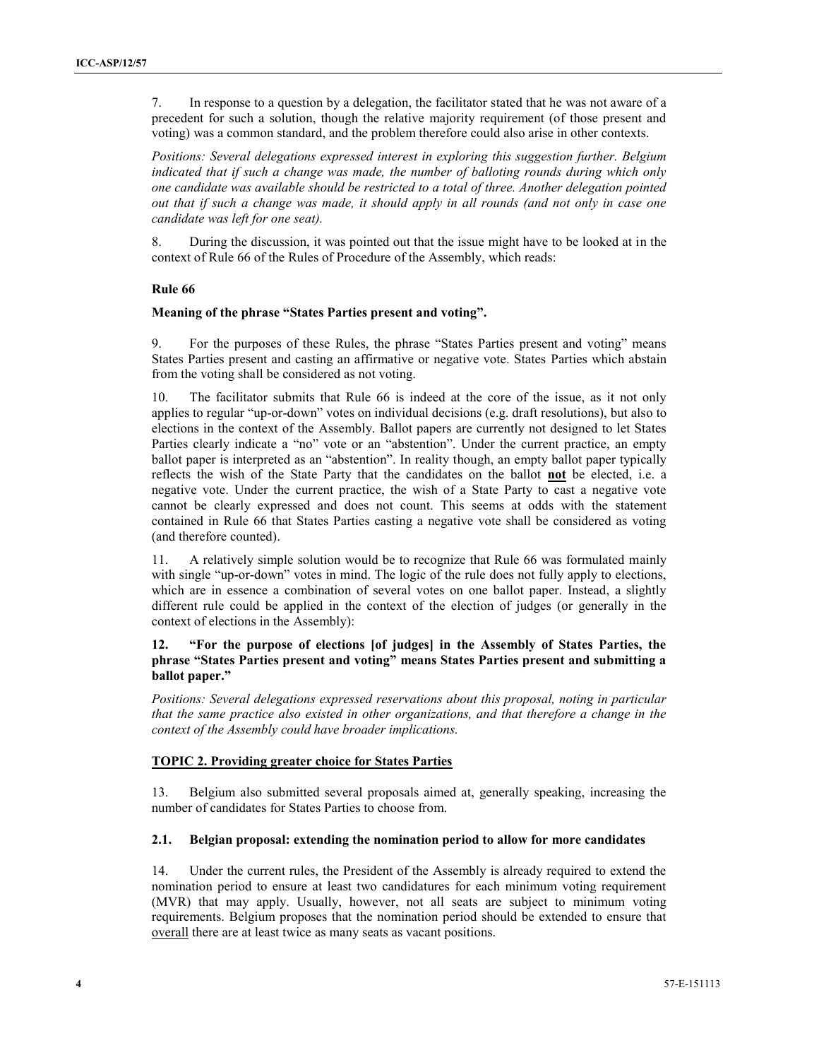7. In response to a question by a delegation, the facilitator stated that he was not aware of a precedent for such a solution, though the relative majority requirement (of those present and voting) was a common standard, and the problem therefore could also arise in other contexts.

*Positions: Several delegations expressed interest in exploring this suggestion further. Belgium indicated that if such a change was made, the number of balloting rounds during which only one candidate was available should be restricted to a total of three. Another delegation pointed out that if such a change was made, it should apply in all rounds (and not only in case one candidate was left for one seat).*

8. During the discussion, it was pointed out that the issue might have to be looked at in the context of Rule 66 of the Rules of Procedure of the Assembly, which reads:

**Rule 66**

**Meaning of the phrase "States Parties present and voting".**

9. For the purposes of these Rules, the phrase "States Parties present and voting" means States Parties present and casting an affirmative or negative vote. States Parties which abstain from the voting shall be considered as not voting.

10. The facilitator submits that Rule 66 is indeed at the core of the issue, as it not only applies to regular "up-or-down" votes on individual decisions (e.g. draft resolutions), but also to elections in the context of the Assembly. Ballot papers are currently not designed to let States Parties clearly indicate a "no" vote or an "abstention". Under the current practice, an empty ballot paper is interpreted as an "abstention". In reality though, an empty ballot paper typically reflects the wish of the State Party that the candidates on the ballot **not** be elected, i.e. a negative vote. Under the current practice, the wish of a State Party to cast a negative vote cannot be clearly expressed and does not count. This seems at odds with the statement contained in Rule 66 that States Parties casting a negative vote shall be considered as voting (and therefore counted).

11. A relatively simple solution would be to recognize that Rule 66 was formulated mainly with single "up-or-down" votes in mind. The logic of the rule does not fully apply to elections, which are in essence a combination of several votes on one ballot paper. Instead, a slightly different rule could be applied in the context of the election of judges (or generally in the context of elections in the Assembly):

**12. "For the purpose of elections [of judges] in the Assembly of States Parties, the phrase "States Parties present and voting" means States Parties present and submitting a ballot paper."**

*Positions: Several delegations expressed reservations about this proposal, noting in particular that the same practice also existed in other organizations, and that therefore a change in the context of the Assembly could have broader implications.*

## TOPIC 2. Providing greater choice for States Parties

13. Belgium also submitted several proposals aimed at, generally speaking, increasing the number of candidates for States Parties to choose from.

### 2.1. Belgian proposal: extending the nomination period to allow for more candidates

14. Under the current rules, the President of the Assembly is already required to extend the nomination period to ensure at least two candidatures for each minimum voting requirement (MVR) that may apply. Usually, however, not all seats are subject to minimum voting requirements. Belgium proposes that the nomination period should be extended to ensure that overall there are at least twice as many seats as vacant positions.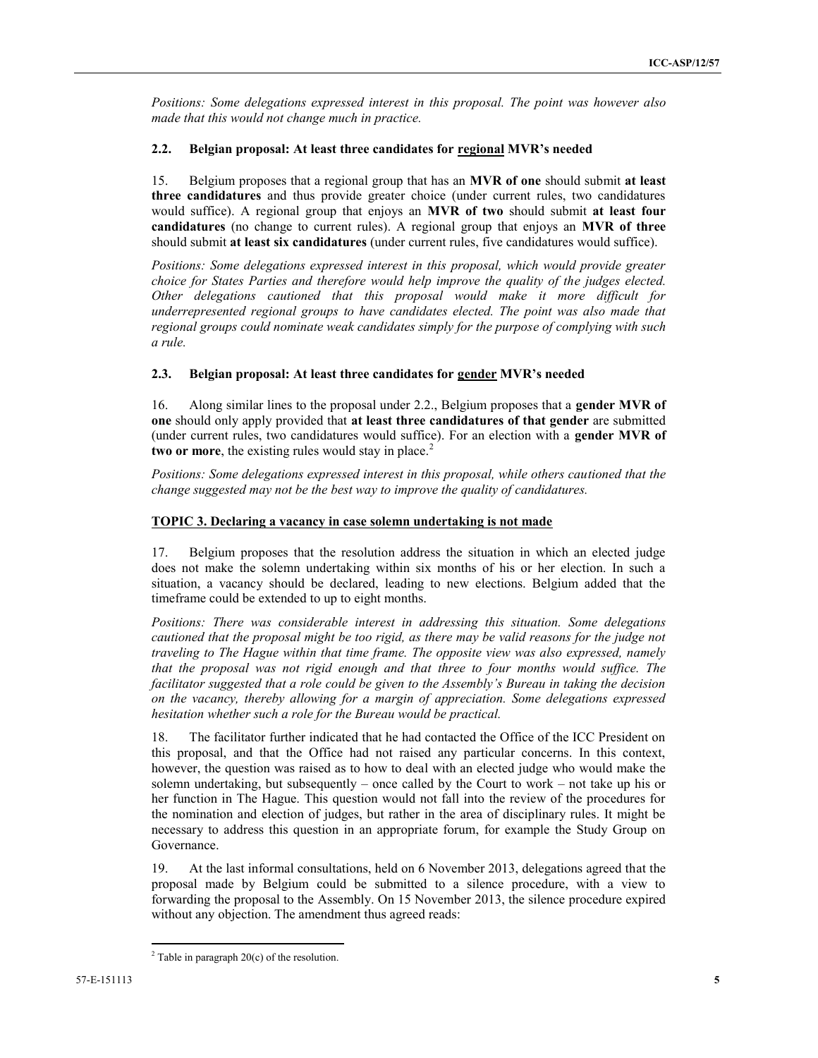*Positions: Some delegations expressed interest in this proposal. The point was however also made that this would not change much in practice.*

### 2.2. Belgian proposal: At least three candidates for regional MVR's needed

15. Belgium proposes that a regional group that has an **MVR of one** should submit **at least three candidatures** and thus provide greater choice (under current rules, two candidatures would suffice). A regional group that enjoys an **MVR of two** should submit **at least four candidatures** (no change to current rules). A regional group that enjoys an **MVR of three** should submit **at least six candidatures** (under current rules, five candidatures would suffice).

*Positions: Some delegations expressed interest in this proposal, which would provide greater choice for States Parties and therefore would help improve the quality of the judges elected. Other delegations cautioned that this proposal would make it more difficult for underrepresented regional groups to have candidates elected. The point was also made that regional groups could nominate weak candidates simply for the purpose of complying with such a rule.*

### 2.3. Belgian proposal: At least three candidates for gender MVR's needed

16. Along similar lines to the proposal under 2.2., Belgium proposes that a **gender MVR of one** should only apply provided that **at least three candidatures of that gender** are submitted (under current rules, two candidatures would suffice). For an election with a **gender MVR of two or more**, the existing rules would stay in place.[2]

*Positions: Some delegations expressed interest in this proposal, while others cautioned that the change suggested may not be the best way to improve the quality of candidatures.*

### TOPIC 3. Declaring a vacancy in case solemn undertaking is not made

17. Belgium proposes that the resolution address the situation in which an elected judge does not make the solemn undertaking within six months of his or her election. In such a situation, a vacancy should be declared, leading to new elections. Belgium added that the timeframe could be extended to up to eight months.

*Positions: There was considerable interest in addressing this situation. Some delegations cautioned that the proposal might be too rigid, as there may be valid reasons for the judge not traveling to The Hague within that time frame. The opposite view was also expressed, namely that the proposal was not rigid enough and that three to four months would suffice. The facilitator suggested that a role could be given to the Assembly's Bureau in taking the decision on the vacancy, thereby allowing for a margin of appreciation. Some delegations expressed hesitation whether such a role for the Bureau would be practical.*

18. The facilitator further indicated that he had contacted the Office of the ICC President on this proposal, and that the Office had not raised any particular concerns. In this context, however, the question was raised as to how to deal with an elected judge who would make the solemn undertaking, but subsequently – once called by the Court to work – not take up his or her function in The Hague. This question would not fall into the review of the procedures for the nomination and election of judges, but rather in the area of disciplinary rules. It might be necessary to address this question in an appropriate forum, for example the Study Group on Governance.

19. At the last informal consultations, held on 6 November 2013, delegations agreed that the proposal made by Belgium could be submitted to a silence procedure, with a view to forwarding the proposal to the Assembly. On 15 November 2013, the silence procedure expired without any objection. The amendment thus agreed reads:

---

[2] Table in paragraph 20(c) of the resolution.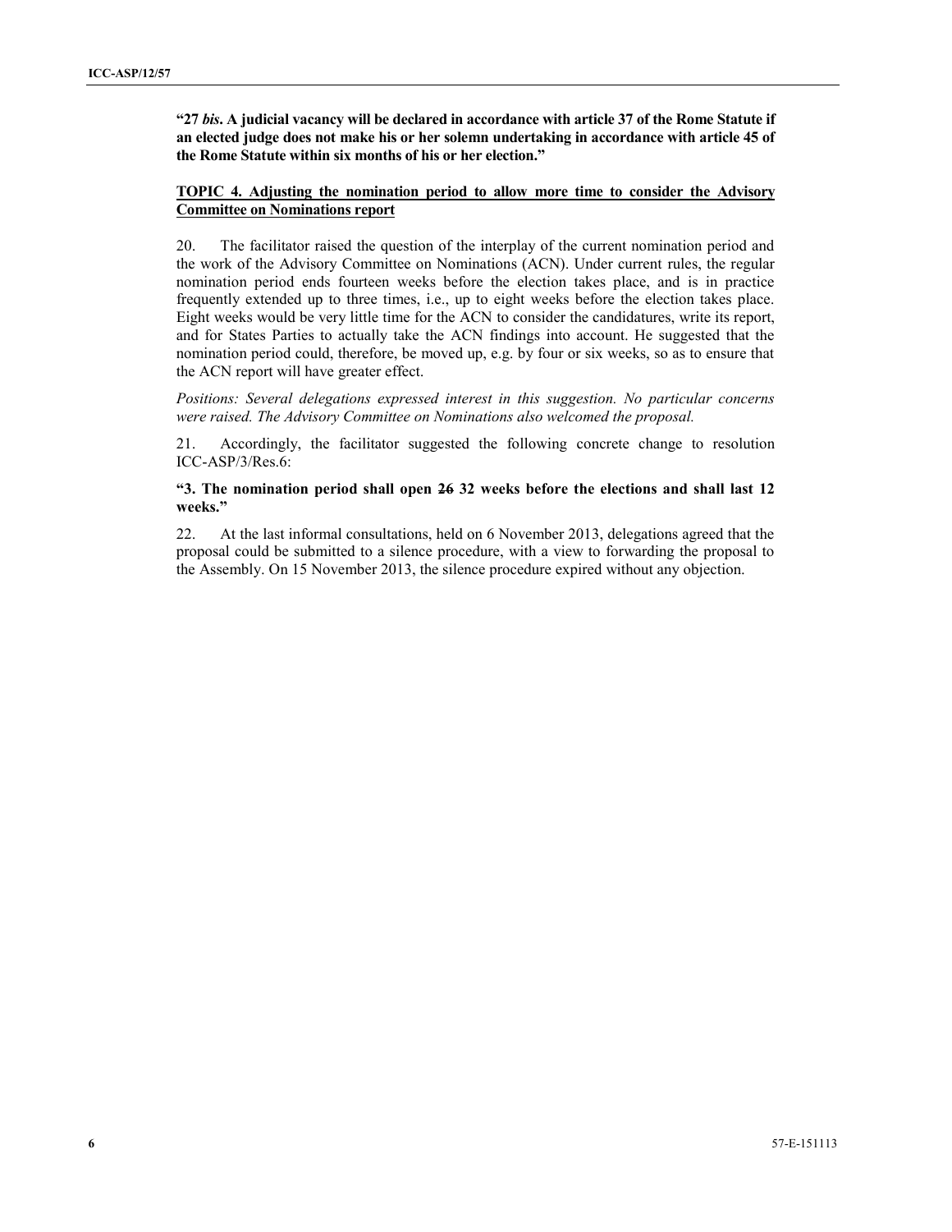**"27 *bis*. A judicial vacancy will be declared in accordance with article 37 of the Rome Statute if an elected judge does not make his or her solemn undertaking in accordance with article 45 of the Rome Statute within six months of his or her election."**

**TOPIC 4. Adjusting the nomination period to allow more time to consider the Advisory Committee on Nominations report**

20. The facilitator raised the question of the interplay of the current nomination period and the work of the Advisory Committee on Nominations (ACN). Under current rules, the regular nomination period ends fourteen weeks before the election takes place, and is in practice frequently extended up to three times, i.e., up to eight weeks before the election takes place. Eight weeks would be very little time for the ACN to consider the candidatures, write its report, and for States Parties to actually take the ACN findings into account. He suggested that the nomination period could, therefore, be moved up, e.g. by four or six weeks, so as to ensure that the ACN report will have greater effect.

*Positions: Several delegations expressed interest in this suggestion. No particular concerns were raised. The Advisory Committee on Nominations also welcomed the proposal.*

21. Accordingly, the facilitator suggested the following concrete change to resolution ICC-ASP/3/Res.6:

**"3. The nomination period shall open ~~26~~ 32 weeks before the elections and shall last 12 weeks."**

22. At the last informal consultations, held on 6 November 2013, delegations agreed that the proposal could be submitted to a silence procedure, with a view to forwarding the proposal to the Assembly. On 15 November 2013, the silence procedure expired without any objection.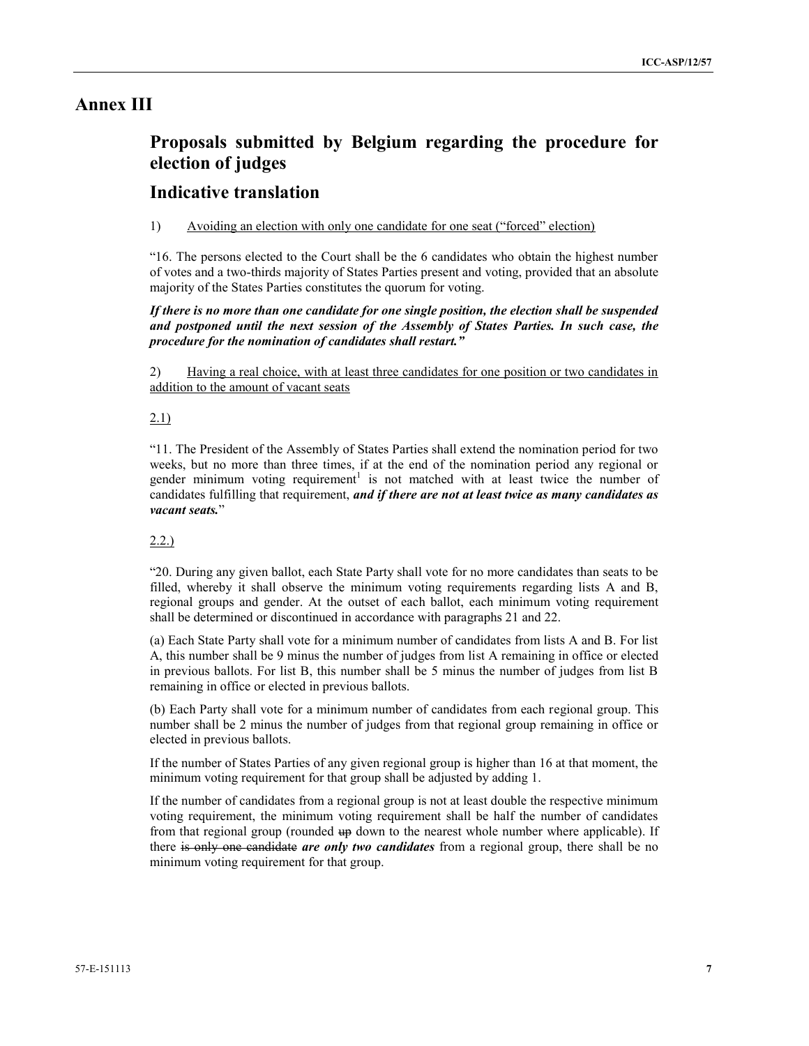# Annex III

## Proposals submitted by Belgium regarding the procedure for election of judges

## Indicative translation

1) Avoiding an election with only one candidate for one seat ("forced" election)

"16. The persons elected to the Court shall be the 6 candidates who obtain the highest number of votes and a two-thirds majority of States Parties present and voting, provided that an absolute majority of the States Parties constitutes the quorum for voting.

***If there is no more than one candidate for one single position, the election shall be suspended and postponed until the next session of the Assembly of States Parties. In such case, the procedure for the nomination of candidates shall restart."***

2) Having a real choice, with at least three candidates for one position or two candidates in addition to the amount of vacant seats

2.1)

"11. The President of the Assembly of States Parties shall extend the nomination period for two weeks, but no more than three times, if at the end of the nomination period any regional or gender minimum voting requirement[1] is not matched with at least twice the number of candidates fulfilling that requirement, ***and if there are not at least twice as many candidates as vacant seats.***"

2.2.)

"20. During any given ballot, each State Party shall vote for no more candidates than seats to be filled, whereby it shall observe the minimum voting requirements regarding lists A and B, regional groups and gender. At the outset of each ballot, each minimum voting requirement shall be determined or discontinued in accordance with paragraphs 21 and 22.

(a) Each State Party shall vote for a minimum number of candidates from lists A and B. For list A, this number shall be 9 minus the number of judges from list A remaining in office or elected in previous ballots. For list B, this number shall be 5 minus the number of judges from list B remaining in office or elected in previous ballots.

(b) Each Party shall vote for a minimum number of candidates from each regional group. This number shall be 2 minus the number of judges from that regional group remaining in office or elected in previous ballots.

If the number of States Parties of any given regional group is higher than 16 at that moment, the minimum voting requirement for that group shall be adjusted by adding 1.

If the number of candidates from a regional group is not at least double the respective minimum voting requirement, the minimum voting requirement shall be half the number of candidates from that regional group (rounded ~~up~~ down to the nearest whole number where applicable). If there ~~is only one candidate~~ ***are only two candidates*** from a regional group, there shall be no minimum voting requirement for that group.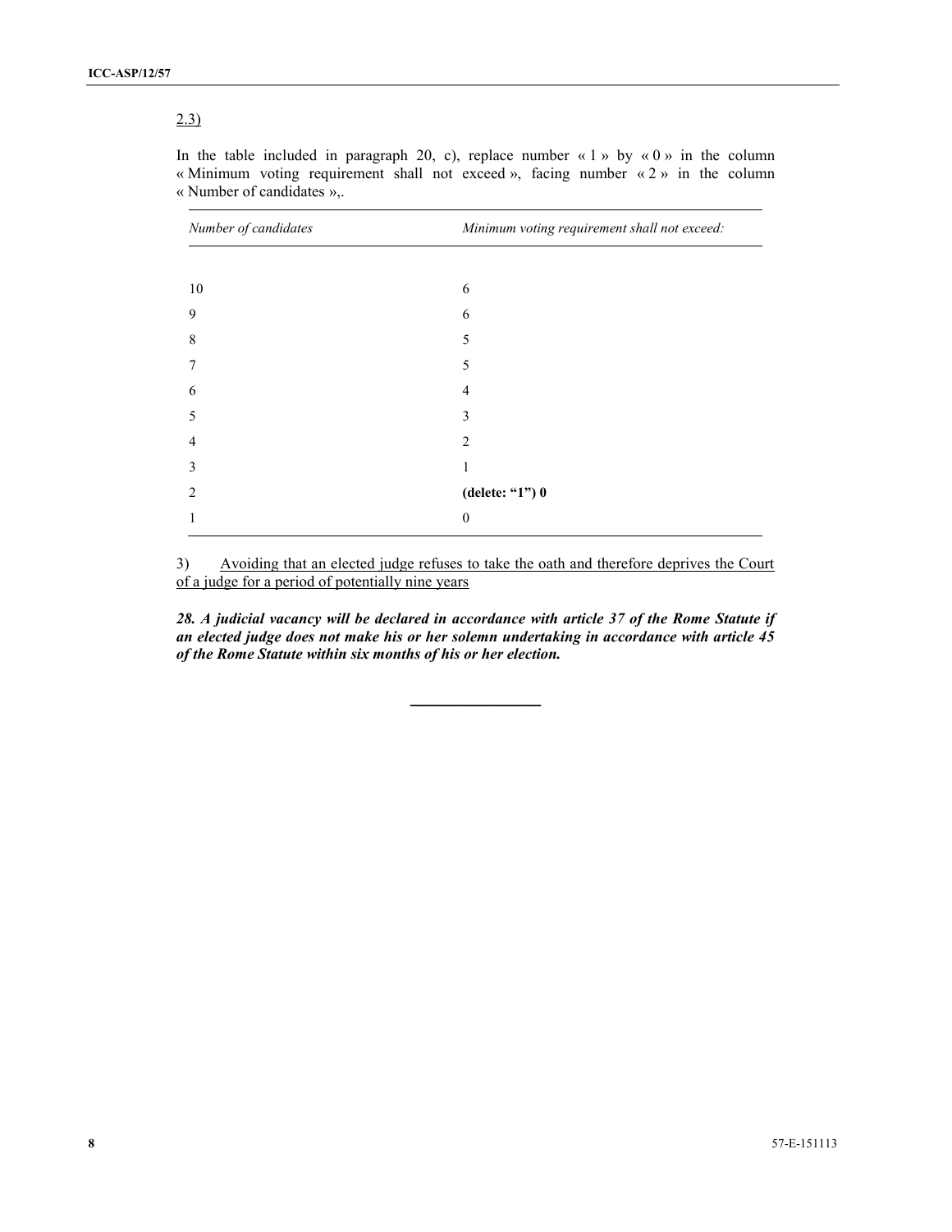2.3)

In the table included in paragraph 20, c), replace number « 1 » by « 0 » in the column « Minimum voting requirement shall not exceed », facing number « 2 » in the column « Number of candidates »,.

| *Number of candidates* | *Minimum voting requirement shall not exceed:* |
|---|---|
| 10 | 6 |
| 9 | 6 |
| 8 | 5 |
| 7 | 5 |
| 6 | 4 |
| 5 | 3 |
| 4 | 2 |
| 3 | 1 |
| 2 | **(delete: "1") 0** |
| 1 | 0 |

3) <u>Avoiding that an elected judge refuses to take the oath and therefore deprives the Court of a judge for a period of potentially nine years</u>

***28. A judicial vacancy will be declared in accordance with article 37 of the Rome Statute if an elected judge does not make his or her solemn undertaking in accordance with article 45 of the Rome Statute within six months of his or her election.***

---